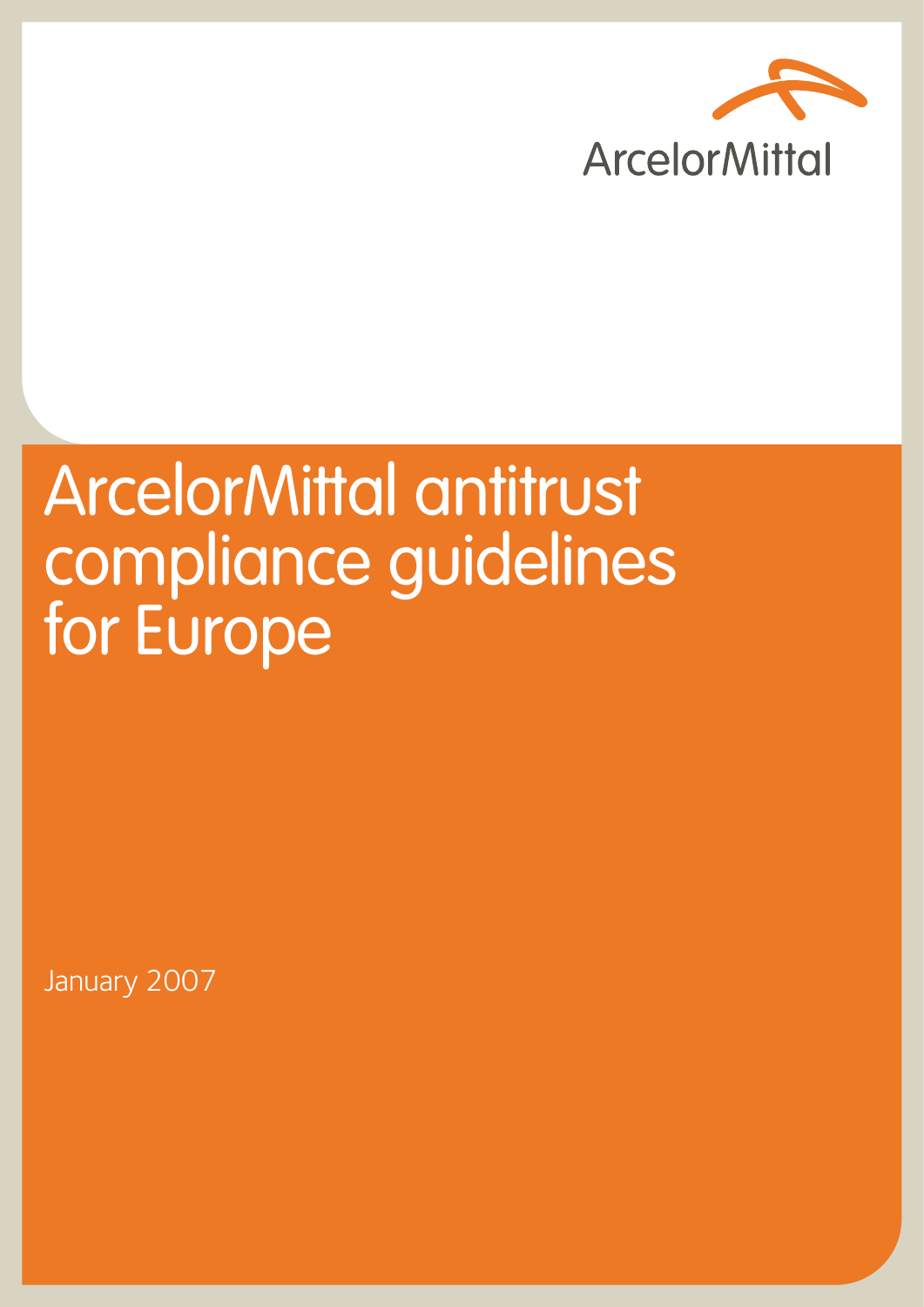ArcelorMittal

# ArcelorMittal antitrust compliance guidelines for Europe

January 2007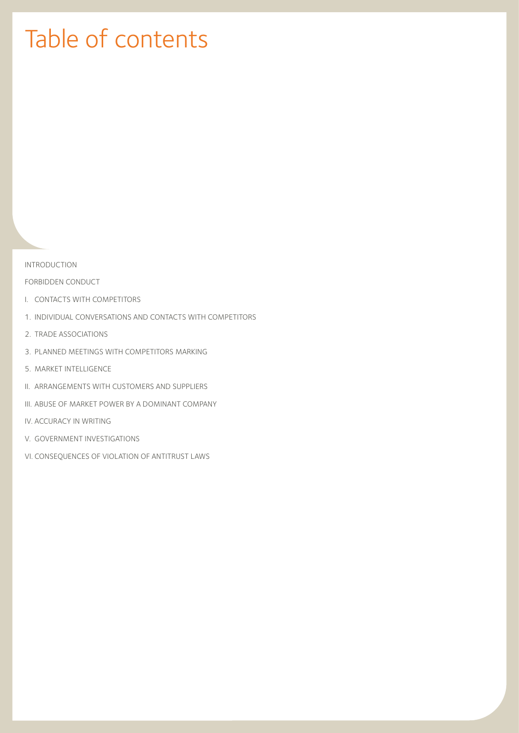# Table of contents

INTRODUCTION

FORBIDDEN CONDUCT

I. CONTACTS WITH COMPETITORS

1. INDIVIDUAL CONVERSATIONS AND CONTACTS WITH COMPETITORS

2. TRADE ASSOCIATIONS

3. PLANNED MEETINGS WITH COMPETITORS MARKING

5. MARKET INTELLIGENCE

II. ARRANGEMENTS WITH CUSTOMERS AND SUPPLIERS

III. ABUSE OF MARKET POWER BY A DOMINANT COMPANY

IV. ACCURACY IN WRITING

V. GOVERNMENT INVESTIGATIONS

VI. CONSEQUENCES OF VIOLATION OF ANTITRUST LAWS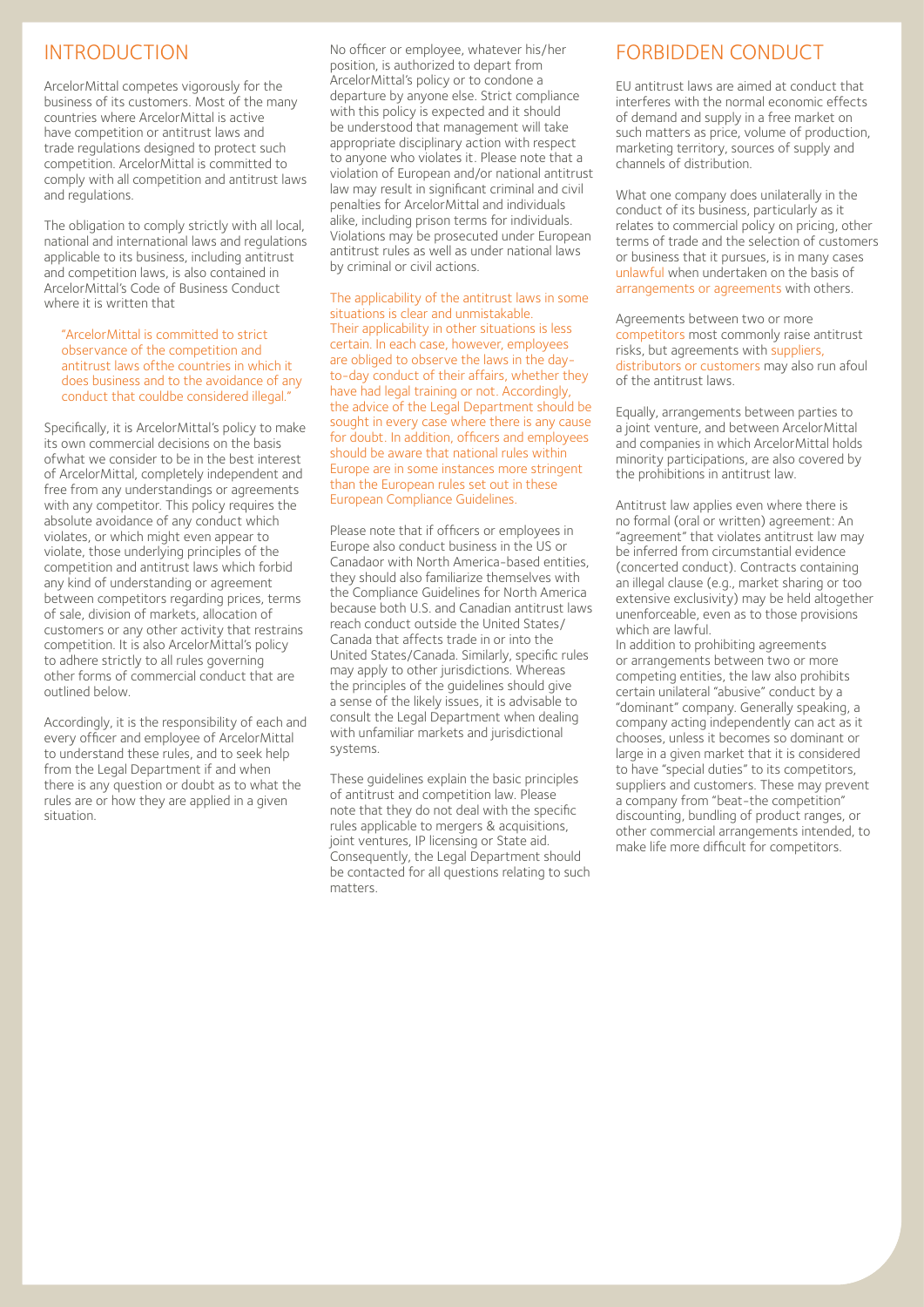## INTRODUCTION

ArcelorMittal competes vigorously for the business of its customers. Most of the many countries where ArcelorMittal is active have competition or antitrust laws and trade regulations designed to protect such competition. ArcelorMittal is committed to comply with all competition and antitrust laws and regulations.

The obligation to comply strictly with all local, national and international laws and regulations applicable to its business, including antitrust and competition laws, is also contained in ArcelorMittal's Code of Business Conduct where it is written that

> "ArcelorMittal is committed to strict observance of the competition and antitrust laws ofthe countries in which it does business and to the avoidance of any conduct that couldbe considered illegal."

Specifically, it is ArcelorMittal's policy to make its own commercial decisions on the basis ofwhat we consider to be in the best interest of ArcelorMittal, completely independent and free from any understandings or agreements with any competitor. This policy requires the absolute avoidance of any conduct which violates, or which might even appear to violate, those underlying principles of the competition and antitrust laws which forbid any kind of understanding or agreement between competitors regarding prices, terms of sale, division of markets, allocation of customers or any other activity that restrains competition. It is also ArcelorMittal's policy to adhere strictly to all rules governing other forms of commercial conduct that are outlined below.

Accordingly, it is the responsibility of each and every officer and employee of ArcelorMittal to understand these rules, and to seek help from the Legal Department if and when there is any question or doubt as to what the rules are or how they are applied in a given situation.

No officer or employee, whatever his/her position, is authorized to depart from ArcelorMittal's policy or to condone a departure by anyone else. Strict compliance with this policy is expected and it should be understood that management will take appropriate disciplinary action with respect to anyone who violates it. Please note that a violation of European and/or national antitrust law may result in significant criminal and civil penalties for ArcelorMittal and individuals alike, including prison terms for individuals. Violations may be prosecuted under European antitrust rules as well as under national laws by criminal or civil actions.

The applicability of the antitrust laws in some situations is clear and unmistakable. Their applicability in other situations is less certain. In each case, however, employees are obliged to observe the laws in the day-to-day conduct of their affairs, whether they have had legal training or not. Accordingly, the advice of the Legal Department should be sought in every case where there is any cause for doubt. In addition, officers and employees should be aware that national rules within Europe are in some instances more stringent than the European rules set out in these European Compliance Guidelines.

Please note that if officers or employees in Europe also conduct business in the US or Canadaor with North America-based entities, they should also familiarize themselves with the Compliance Guidelines for North America because both U.S. and Canadian antitrust laws reach conduct outside the United States/Canada that affects trade in or into the United States/Canada. Similarly, specific rules may apply to other jurisdictions. Whereas the principles of the guidelines should give a sense of the likely issues, it is advisable to consult the Legal Department when dealing with unfamiliar markets and jurisdictional systems.

These guidelines explain the basic principles of antitrust and competition law. Please note that they do not deal with the specific rules applicable to mergers & acquisitions, joint ventures, IP licensing or State aid. Consequently, the Legal Department should be contacted for all questions relating to such matters.

## FORBIDDEN CONDUCT

EU antitrust laws are aimed at conduct that interferes with the normal economic effects of demand and supply in a free market on such matters as price, volume of production, marketing territory, sources of supply and channels of distribution.

What one company does unilaterally in the conduct of its business, particularly as it relates to commercial policy on pricing, other terms of trade and the selection of customers or business that it pursues, is in many cases unlawful when undertaken on the basis of arrangements or agreements with others.

Agreements between two or more competitors most commonly raise antitrust risks, but agreements with suppliers, distributors or customers may also run afoul of the antitrust laws.

Equally, arrangements between parties to a joint venture, and between ArcelorMittal and companies in which ArcelorMittal holds minority participations, are also covered by the prohibitions in antitrust law.

Antitrust law applies even where there is no formal (oral or written) agreement: An "agreement" that violates antitrust law may be inferred from circumstantial evidence (concerted conduct). Contracts containing an illegal clause (e.g., market sharing or too extensive exclusivity) may be held altogether unenforceable, even as to those provisions which are lawful.

In addition to prohibiting agreements or arrangements between two or more competing entities, the law also prohibits certain unilateral "abusive" conduct by a "dominant" company. Generally speaking, a company acting independently can act as it chooses, unless it becomes so dominant or large in a given market that it is considered to have "special duties" to its competitors, suppliers and customers. These may prevent a company from "beat-the competition" discounting, bundling of product ranges, or other commercial arrangements intended, to make life more difficult for competitors.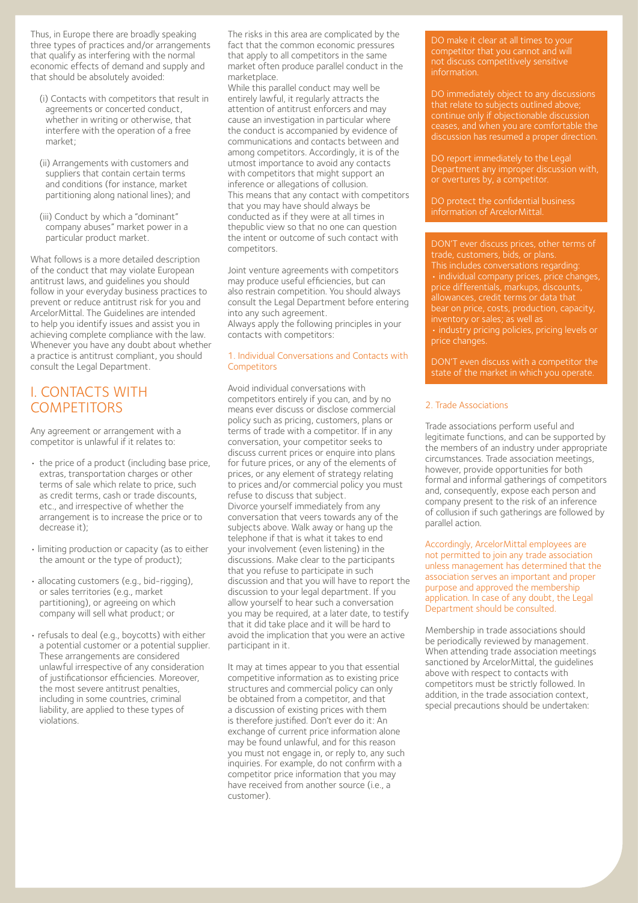Thus, in Europe there are broadly speaking three types of practices and/or arrangements that qualify as interfering with the normal economic effects of demand and supply and that should be absolutely avoided:

(i) Contacts with competitors that result in agreements or concerted conduct, whether in writing or otherwise, that interfere with the operation of a free market;

(ii) Arrangements with customers and suppliers that contain certain terms and conditions (for instance, market partitioning along national lines); and

(iii) Conduct by which a "dominant" company abuses" market power in a particular product market.

What follows is a more detailed description of the conduct that may violate European antitrust laws, and guidelines you should follow in your everyday business practices to prevent or reduce antitrust risk for you and ArcelorMittal. The Guidelines are intended to help you identify issues and assist you in achieving complete compliance with the law. Whenever you have any doubt about whether a practice is antitrust compliant, you should consult the Legal Department.

## I. CONTACTS WITH COMPETITORS

Any agreement or arrangement with a competitor is unlawful if it relates to:

- the price of a product (including base price, extras, transportation charges or other terms of sale which relate to price, such as credit terms, cash or trade discounts, etc., and irrespective of whether the arrangement is to increase the price or to decrease it);
- limiting production or capacity (as to either the amount or the type of product);
- allocating customers (e.g., bid-rigging), or sales territories (e.g., market partitioning), or agreeing on which company will sell what product; or
- refusals to deal (e.g., boycotts) with either a potential customer or a potential supplier. These arrangements are considered unlawful irrespective of any consideration of justificationsor efficiencies. Moreover, the most severe antitrust penalties, including in some countries, criminal liability, are applied to these types of violations.

The risks in this area are complicated by the fact that the common economic pressures that apply to all competitors in the same market often produce parallel conduct in the marketplace.
While this parallel conduct may well be entirely lawful, it regularly attracts the attention of antitrust enforcers and may cause an investigation in particular where the conduct is accompanied by evidence of communications and contacts between and among competitors. Accordingly, it is of the utmost importance to avoid any contacts with competitors that might support an inference or allegations of collusion.
This means that any contact with competitors that you may have should always be conducted as if they were at all times in thepublic view so that no one can question the intent or outcome of such contact with competitors.

Joint venture agreements with competitors may produce useful efficiencies, but can also restrain competition. You should always consult the Legal Department before entering into any such agreement.
Always apply the following principles in your contacts with competitors:

### 1. Individual Conversations and Contacts with Competitors

Avoid individual conversations with competitors entirely if you can, and by no means ever discuss or disclose commercial policy such as pricing, customers, plans or terms of trade with a competitor. If in any conversation, your competitor seeks to discuss current prices or enquire into plans for future prices, or any of the elements of prices, or any element of strategy relating to prices and/or commercial policy you must refuse to discuss that subject.
Divorce yourself immediately from any conversation that veers towards any of the subjects above. Walk away or hang up the telephone if that is what it takes to end your involvement (even listening) in the discussions. Make clear to the participants that you refuse to participate in such discussion and that you will have to report the discussion to your legal department. If you allow yourself to hear such a conversation you may be required, at a later date, to testify that it did take place and it will be hard to avoid the implication that you were an active participant in it.

It may at times appear to you that essential competitive information as to existing price structures and commercial policy can only be obtained from a competitor, and that a discussion of existing prices with them is therefore justified. Don't ever do it: An exchange of current price information alone may be found unlawful, and for this reason you must not engage in, or reply to, any such inquiries. For example, do not confirm with a competitor price information that you may have received from another source (i.e., a customer).

DO make it clear at all times to your competitor that you cannot and will not discuss competitively sensitive information.

DO immediately object to any discussions that relate to subjects outlined above; continue only if objectionable discussion ceases, and when you are comfortable the discussion has resumed a proper direction.

DO report immediately to the Legal Department any improper discussion with, or overtures by, a competitor.

DO protect the confidential business information of ArcelorMittal.

DON'T ever discuss prices, other terms of trade, customers, bids, or plans.
This includes conversations regarding:
- individual company prices, price changes, price differentials, markups, discounts, allowances, credit terms or data that bear on price, costs, production, capacity, inventory or sales; as well as
- industry pricing policies, pricing levels or price changes.

DON'T even discuss with a competitor the state of the market in which you operate.

### 2. Trade Associations

Trade associations perform useful and legitimate functions, and can be supported by the members of an industry under appropriate circumstances. Trade association meetings, however, provide opportunities for both formal and informal gatherings of competitors and, consequently, expose each person and company present to the risk of an inference of collusion if such gatherings are followed by parallel action.

Accordingly, ArcelorMittal employees are not permitted to join any trade association unless management has determined that the association serves an important and proper purpose and approved the membership application. In case of any doubt, the Legal Department should be consulted.

Membership in trade associations should be periodically reviewed by management. When attending trade association meetings sanctioned by ArcelorMittal, the guidelines above with respect to contacts with competitors must be strictly followed. In addition, in the trade association context, special precautions should be undertaken: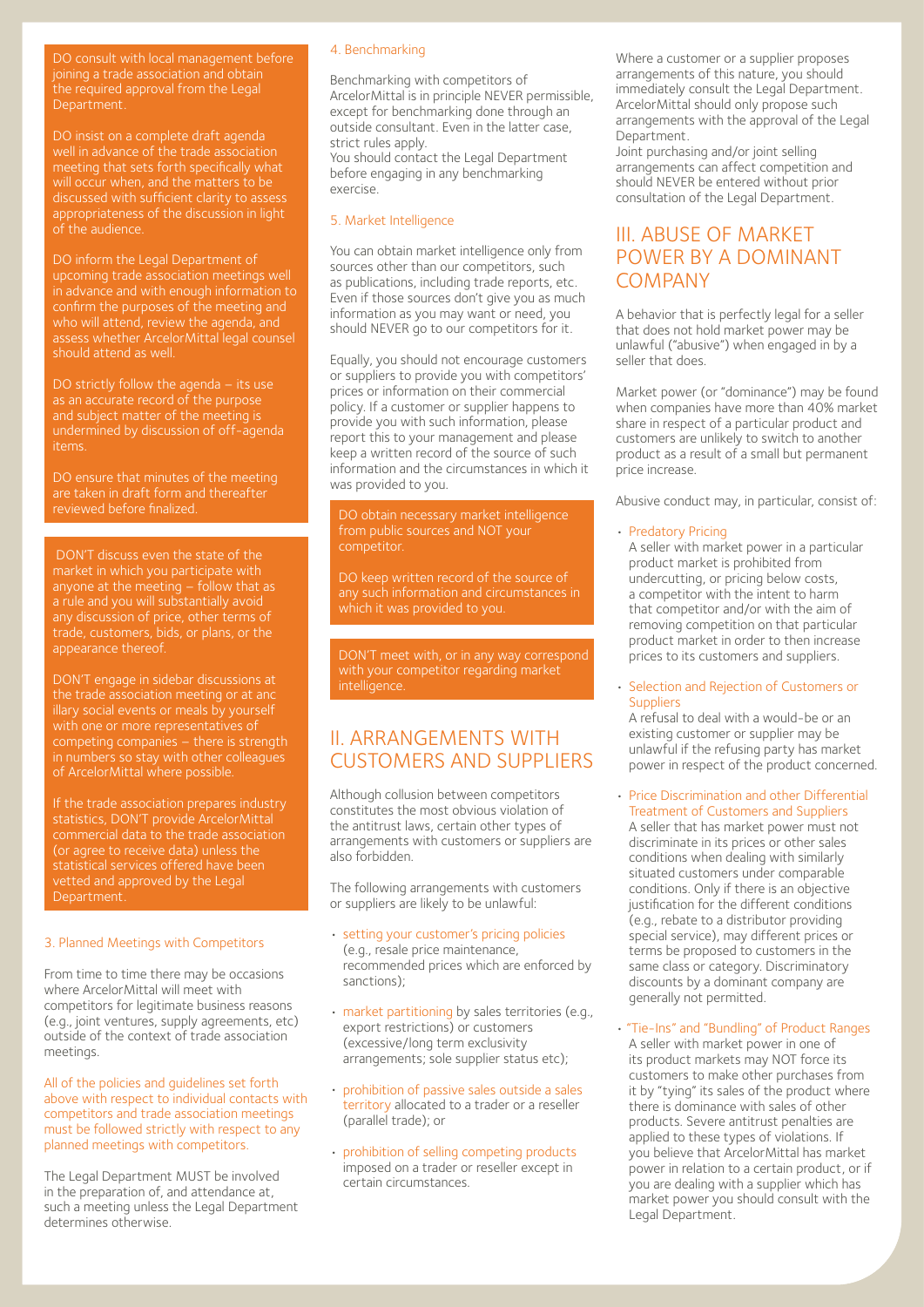DO consult with local management before joining a trade association and obtain the required approval from the Legal Department.

DO insist on a complete draft agenda well in advance of the trade association meeting that sets forth specifically what will occur when, and the matters to be discussed with sufficient clarity to assess appropriateness of the discussion in light of the audience.

DO inform the Legal Department of upcoming trade association meetings well in advance and with enough information to confirm the purposes of the meeting and who will attend, review the agenda, and assess whether ArcelorMittal legal counsel should attend as well.

DO strictly follow the agenda – its use as an accurate record of the purpose and subject matter of the meeting is undermined by discussion of off-agenda items.

DO ensure that minutes of the meeting are taken in draft form and thereafter reviewed before finalized.

DON'T discuss even the state of the market in which you participate with anyone at the meeting – follow that as a rule and you will substantially avoid any discussion of price, other terms of trade, customers, bids, or plans, or the appearance thereof.

DON'T engage in sidebar discussions at the trade association meeting or at anc illary social events or meals by yourself with one or more representatives of competing companies – there is strength in numbers so stay with other colleagues of ArcelorMittal where possible.

If the trade association prepares industry statistics, DON'T provide ArcelorMittal commercial data to the trade association (or agree to receive data) unless the statistical services offered have been vetted and approved by the Legal Department.

### 3. Planned Meetings with Competitors

From time to time there may be occasions where ArcelorMittal will meet with competitors for legitimate business reasons (e.g., joint ventures, supply agreements, etc) outside of the context of trade association meetings.

All of the policies and guidelines set forth above with respect to individual contacts with competitors and trade association meetings must be followed strictly with respect to any planned meetings with competitors.

The Legal Department MUST be involved in the preparation of, and attendance at, such a meeting unless the Legal Department determines otherwise.

### 4. Benchmarking

Benchmarking with competitors of ArcelorMittal is in principle NEVER permissible, except for benchmarking done through an outside consultant. Even in the latter case, strict rules apply.
You should contact the Legal Department before engaging in any benchmarking exercise.

### 5. Market Intelligence

You can obtain market intelligence only from sources other than our competitors, such as publications, including trade reports, etc. Even if those sources don't give you as much information as you may want or need, you should NEVER go to our competitors for it.

Equally, you should not encourage customers or suppliers to provide you with competitors' prices or information on their commercial policy. If a customer or supplier happens to provide you with such information, please report this to your management and please keep a written record of the source of such information and the circumstances in which it was provided to you.

DO obtain necessary market intelligence from public sources and NOT your competitor.

DO keep written record of the source of any such information and circumstances in which it was provided to you.

DON'T meet with, or in any way correspond with your competitor regarding market intelligence.

## II. ARRANGEMENTS WITH CUSTOMERS AND SUPPLIERS

Although collusion between competitors constitutes the most obvious violation of the antitrust laws, certain other types of arrangements with customers or suppliers are also forbidden.

The following arrangements with customers or suppliers are likely to be unlawful:

- setting your customer's pricing policies (e.g., resale price maintenance, recommended prices which are enforced by sanctions);
- market partitioning by sales territories (e.g., export restrictions) or customers (excessive/long term exclusivity arrangements; sole supplier status etc);
- prohibition of passive sales outside a sales territory allocated to a trader or a reseller (parallel trade); or
- prohibition of selling competing products imposed on a trader or reseller except in certain circumstances.

Where a customer or a supplier proposes arrangements of this nature, you should immediately consult the Legal Department. ArcelorMittal should only propose such arrangements with the approval of the Legal Department.
Joint purchasing and/or joint selling arrangements can affect competition and should NEVER be entered without prior consultation of the Legal Department.

## III. ABUSE OF MARKET POWER BY A DOMINANT COMPANY

A behavior that is perfectly legal for a seller that does not hold market power may be unlawful ("abusive") when engaged in by a seller that does.

Market power (or "dominance") may be found when companies have more than 40% market share in respect of a particular product and customers are unlikely to switch to another product as a result of a small but permanent price increase.

Abusive conduct may, in particular, consist of:

- Predatory Pricing
  A seller with market power in a particular product market is prohibited from undercutting, or pricing below costs, a competitor with the intent to harm that competitor and/or with the aim of removing competition on that particular product market in order to then increase prices to its customers and suppliers.
- Selection and Rejection of Customers or Suppliers
  A refusal to deal with a would-be or an existing customer or supplier may be unlawful if the refusing party has market power in respect of the product concerned.
- Price Discrimination and other Differential Treatment of Customers and Suppliers
  A seller that has market power must not discriminate in its prices or other sales conditions when dealing with similarly situated customers under comparable conditions. Only if there is an objective justification for the different conditions (e.g., rebate to a distributor providing special service), may different prices or terms be proposed to customers in the same class or category. Discriminatory discounts by a dominant company are generally not permitted.
- "Tie-Ins" and "Bundling" of Product Ranges
  A seller with market power in one of its product markets may NOT force its customers to make other purchases from it by "tying" its sales of the product where there is dominance with sales of other products. Severe antitrust penalties are applied to these types of violations. If you believe that ArcelorMittal has market power in relation to a certain product, or if you are dealing with a supplier which has market power you should consult with the Legal Department.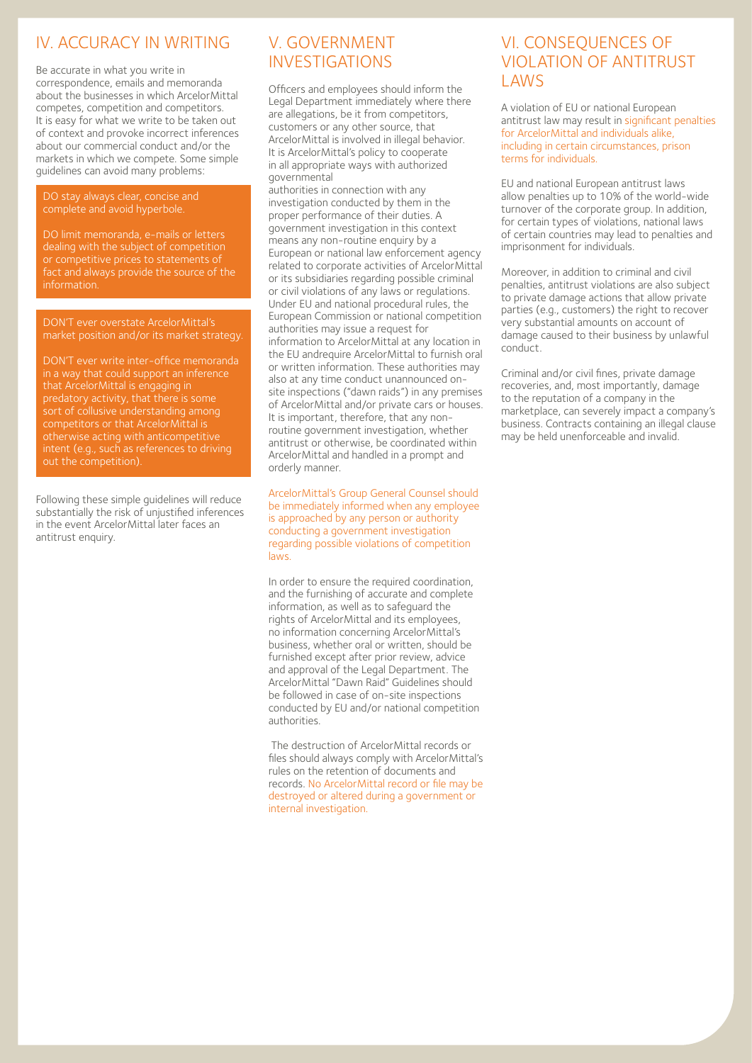## IV. ACCURACY IN WRITING

Be accurate in what you write in correspondence, emails and memoranda about the businesses in which ArcelorMittal competes, competition and competitors. It is easy for what we write to be taken out of context and provoke incorrect inferences about our commercial conduct and/or the markets in which we compete. Some simple guidelines can avoid many problems:

DO stay always clear, concise and complete and avoid hyperbole.

DO limit memoranda, e-mails or letters dealing with the subject of competition or competitive prices to statements of fact and always provide the source of the information.

DON'T ever overstate ArcelorMittal's market position and/or its market strategy.

DON'T ever write inter-office memoranda in a way that could support an inference that ArcelorMittal is engaging in predatory activity, that there is some sort of collusive understanding among competitors or that ArcelorMittal is otherwise acting with anticompetitive intent (e.g., such as references to driving out the competition).

Following these simple guidelines will reduce substantially the risk of unjustified inferences in the event ArcelorMittal later faces an antitrust enquiry.

## V. GOVERNMENT INVESTIGATIONS

Officers and employees should inform the Legal Department immediately where there are allegations, be it from competitors, customers or any other source, that ArcelorMittal is involved in illegal behavior. It is ArcelorMittal's policy to cooperate in all appropriate ways with authorized governmental authorities in connection with any investigation conducted by them in the proper performance of their duties. A government investigation in this context means any non-routine enquiry by a European or national law enforcement agency related to corporate activities of ArcelorMittal or its subsidiaries regarding possible criminal or civil violations of any laws or regulations. Under EU and national procedural rules, the European Commission or national competition authorities may issue a request for information to ArcelorMittal at any location in the EU andrequire ArcelorMittal to furnish oral or written information. These authorities may also at any time conduct unannounced on-site inspections ("dawn raids") in any premises of ArcelorMittal and/or private cars or houses. It is important, therefore, that any non-routine government investigation, whether antitrust or otherwise, be coordinated within ArcelorMittal and handled in a prompt and orderly manner.

ArcelorMittal's Group General Counsel should be immediately informed when any employee is approached by any person or authority conducting a government investigation regarding possible violations of competition laws.

In order to ensure the required coordination, and the furnishing of accurate and complete information, as well as to safeguard the rights of ArcelorMittal and its employees, no information concerning ArcelorMittal's business, whether oral or written, should be furnished except after prior review, advice and approval of the Legal Department. The ArcelorMittal "Dawn Raid" Guidelines should be followed in case of on-site inspections conducted by EU and/or national competition authorities.

The destruction of ArcelorMittal records or files should always comply with ArcelorMittal's rules on the retention of documents and records. No ArcelorMittal record or file may be destroyed or altered during a government or internal investigation.

## VI. CONSEQUENCES OF VIOLATION OF ANTITRUST LAWS

A violation of EU or national European antitrust law may result in significant penalties for ArcelorMittal and individuals alike, including in certain circumstances, prison terms for individuals.

EU and national European antitrust laws allow penalties up to 10% of the world-wide turnover of the corporate group. In addition, for certain types of violations, national laws of certain countries may lead to penalties and imprisonment for individuals.

Moreover, in addition to criminal and civil penalties, antitrust violations are also subject to private damage actions that allow private parties (e.g., customers) the right to recover very substantial amounts on account of damage caused to their business by unlawful conduct.

Criminal and/or civil fines, private damage recoveries, and, most importantly, damage to the reputation of a company in the marketplace, can severely impact a company's business. Contracts containing an illegal clause may be held unenforceable and invalid.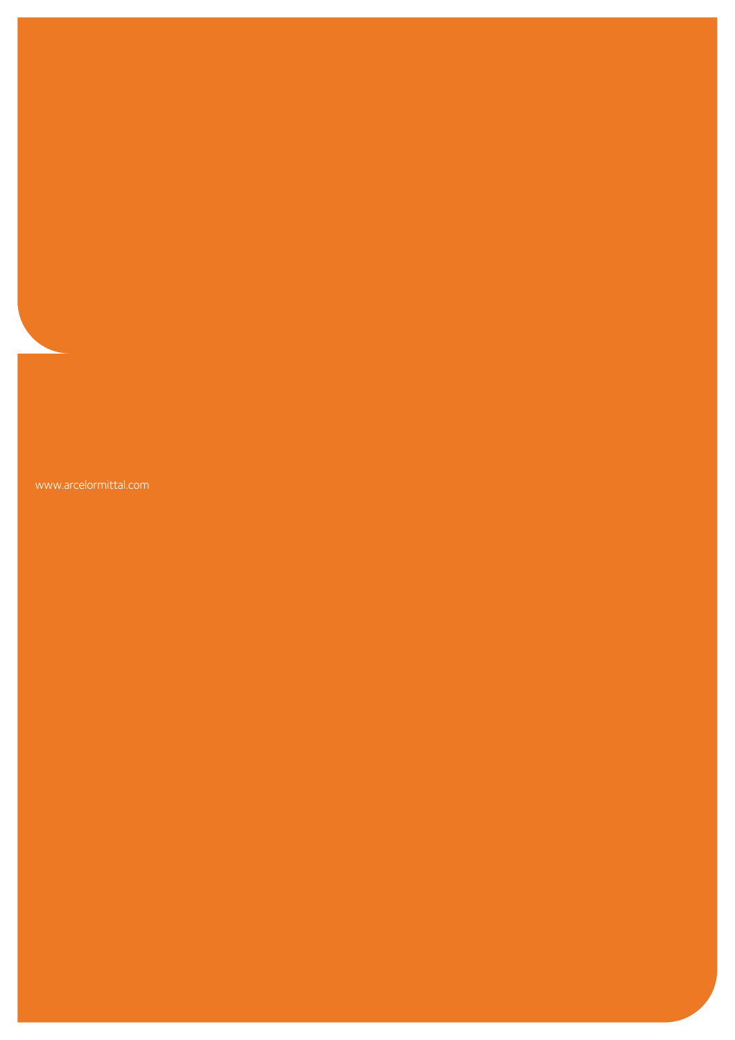www.arcelormittal.com